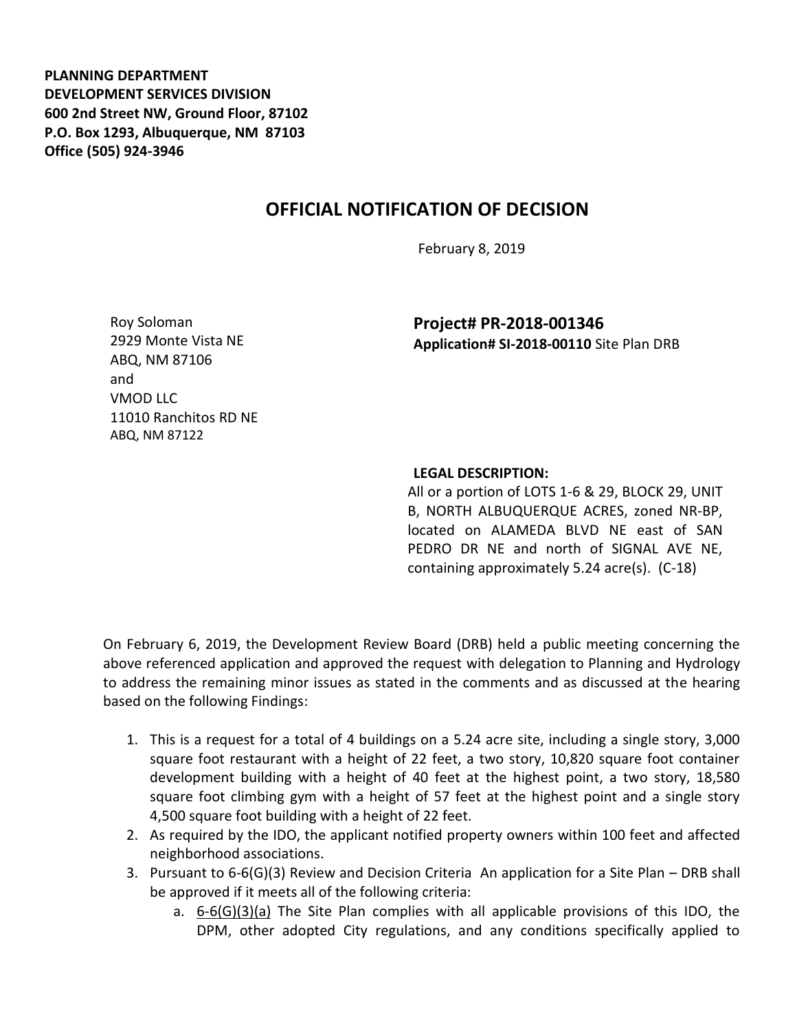**PLANNING DEPARTMENT**
**DEVELOPMENT SERVICES DIVISION**
**600 2nd Street NW, Ground Floor, 87102**
**P.O. Box 1293, Albuquerque, NM 87103**
**Office (505) 924-3946**

# OFFICIAL NOTIFICATION OF DECISION

February 8, 2019

Roy Soloman
2929 Monte Vista NE
ABQ, NM 87106
and
VMOD LLC
11010 Ranchitos RD NE
ABQ, NM 87122

**Project# PR-2018-001346**
**Application# SI-2018-00110** Site Plan DRB

**LEGAL DESCRIPTION:**
All or a portion of LOTS 1-6 & 29, BLOCK 29, UNIT B, NORTH ALBUQUERQUE ACRES, zoned NR-BP, located on ALAMEDA BLVD NE east of SAN PEDRO DR NE and north of SIGNAL AVE NE, containing approximately 5.24 acre(s). (C-18)

On February 6, 2019, the Development Review Board (DRB) held a public meeting concerning the above referenced application and approved the request with delegation to Planning and Hydrology to address the remaining minor issues as stated in the comments and as discussed at the hearing based on the following Findings:

1. This is a request for a total of 4 buildings on a 5.24 acre site, including a single story, 3,000 square foot restaurant with a height of 22 feet, a two story, 10,820 square foot container development building with a height of 40 feet at the highest point, a two story, 18,580 square foot climbing gym with a height of 57 feet at the highest point and a single story 4,500 square foot building with a height of 22 feet.
2. As required by the IDO, the applicant notified property owners within 100 feet and affected neighborhood associations.
3. Pursuant to 6-6(G)(3) Review and Decision Criteria An application for a Site Plan – DRB shall be approved if it meets all of the following criteria:
   a. 6-6(G)(3)(a) The Site Plan complies with all applicable provisions of this IDO, the DPM, other adopted City regulations, and any conditions specifically applied to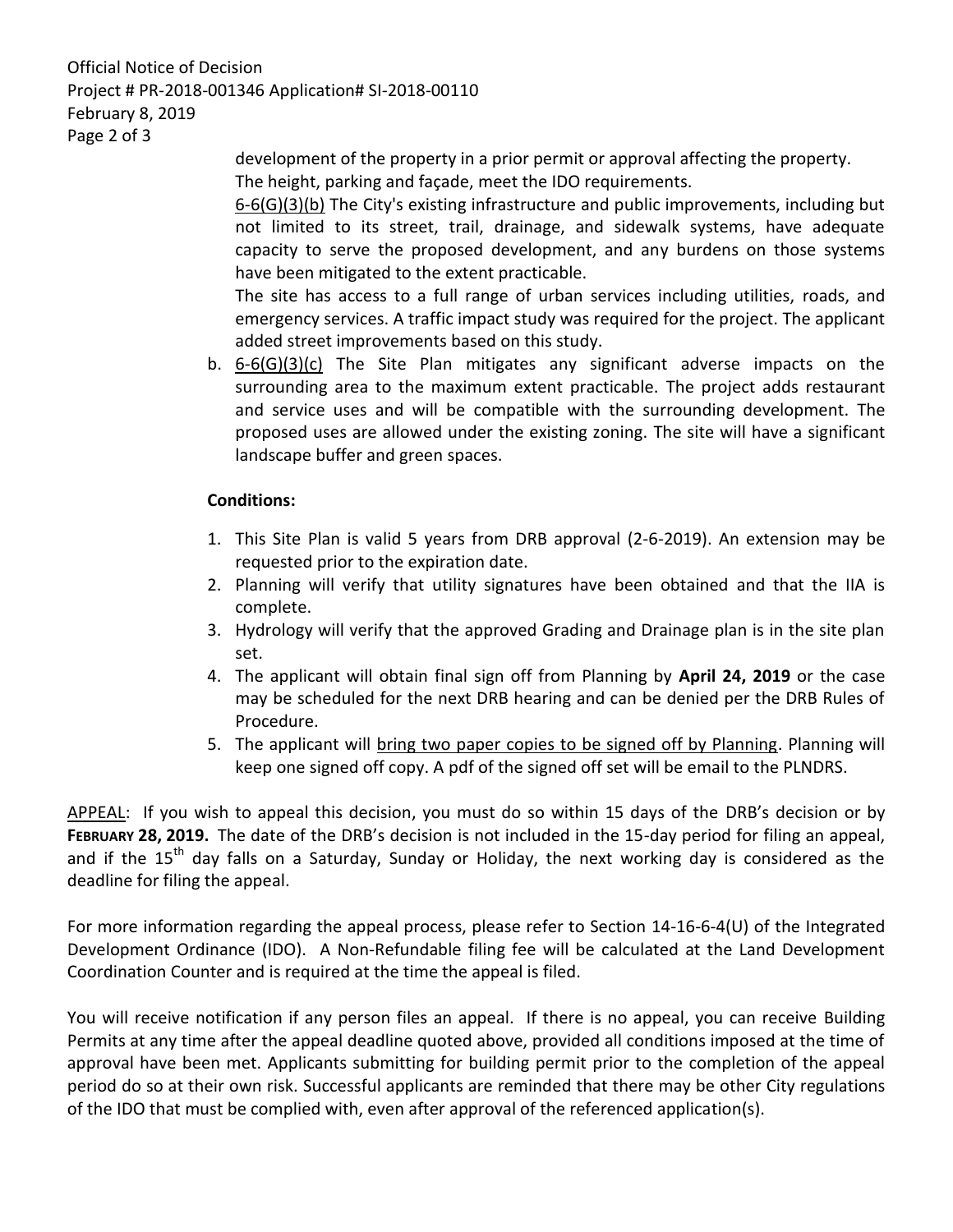development of the property in a prior permit or approval affecting the property. The height, parking and façade, meet the IDO requirements.

6-6(G)(3)(b) The City's existing infrastructure and public improvements, including but not limited to its street, trail, drainage, and sidewalk systems, have adequate capacity to serve the proposed development, and any burdens on those systems have been mitigated to the extent practicable.

The site has access to a full range of urban services including utilities, roads, and emergency services. A traffic impact study was required for the project. The applicant added street improvements based on this study.

b. 6-6(G)(3)(c) The Site Plan mitigates any significant adverse impacts on the surrounding area to the maximum extent practicable. The project adds restaurant and service uses and will be compatible with the surrounding development. The proposed uses are allowed under the existing zoning. The site will have a significant landscape buffer and green spaces.

**Conditions:**

1. This Site Plan is valid 5 years from DRB approval (2-6-2019). An extension may be requested prior to the expiration date.
2. Planning will verify that utility signatures have been obtained and that the IIA is complete.
3. Hydrology will verify that the approved Grading and Drainage plan is in the site plan set.
4. The applicant will obtain final sign off from Planning by **April 24, 2019** or the case may be scheduled for the next DRB hearing and can be denied per the DRB Rules of Procedure.
5. The applicant will bring two paper copies to be signed off by Planning. Planning will keep one signed off copy. A pdf of the signed off set will be email to the PLNDRS.

APPEAL: If you wish to appeal this decision, you must do so within 15 days of the DRB's decision or by **FEBRUARY 28, 2019.** The date of the DRB's decision is not included in the 15-day period for filing an appeal, and if the 15th day falls on a Saturday, Sunday or Holiday, the next working day is considered as the deadline for filing the appeal.

For more information regarding the appeal process, please refer to Section 14-16-6-4(U) of the Integrated Development Ordinance (IDO). A Non-Refundable filing fee will be calculated at the Land Development Coordination Counter and is required at the time the appeal is filed.

You will receive notification if any person files an appeal. If there is no appeal, you can receive Building Permits at any time after the appeal deadline quoted above, provided all conditions imposed at the time of approval have been met. Applicants submitting for building permit prior to the completion of the appeal period do so at their own risk. Successful applicants are reminded that there may be other City regulations of the IDO that must be complied with, even after approval of the referenced application(s).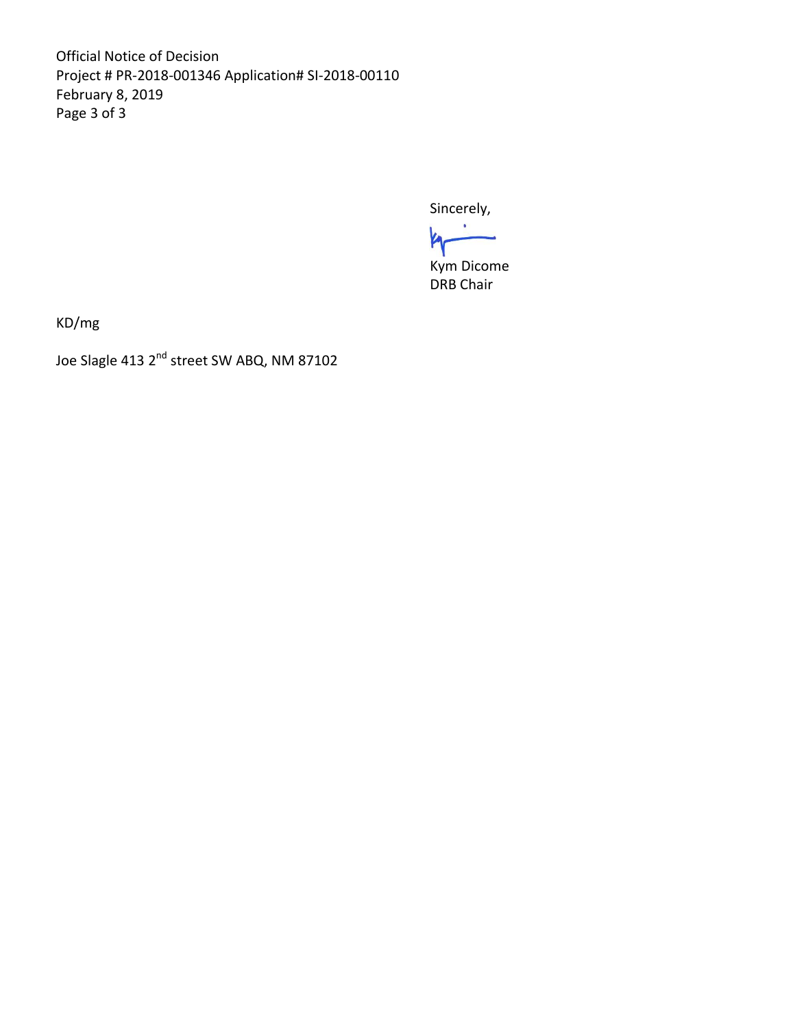Sincerely,

Kym Dicome
DRB Chair

KD/mg

Joe Slagle 413 2nd street SW ABQ, NM 87102